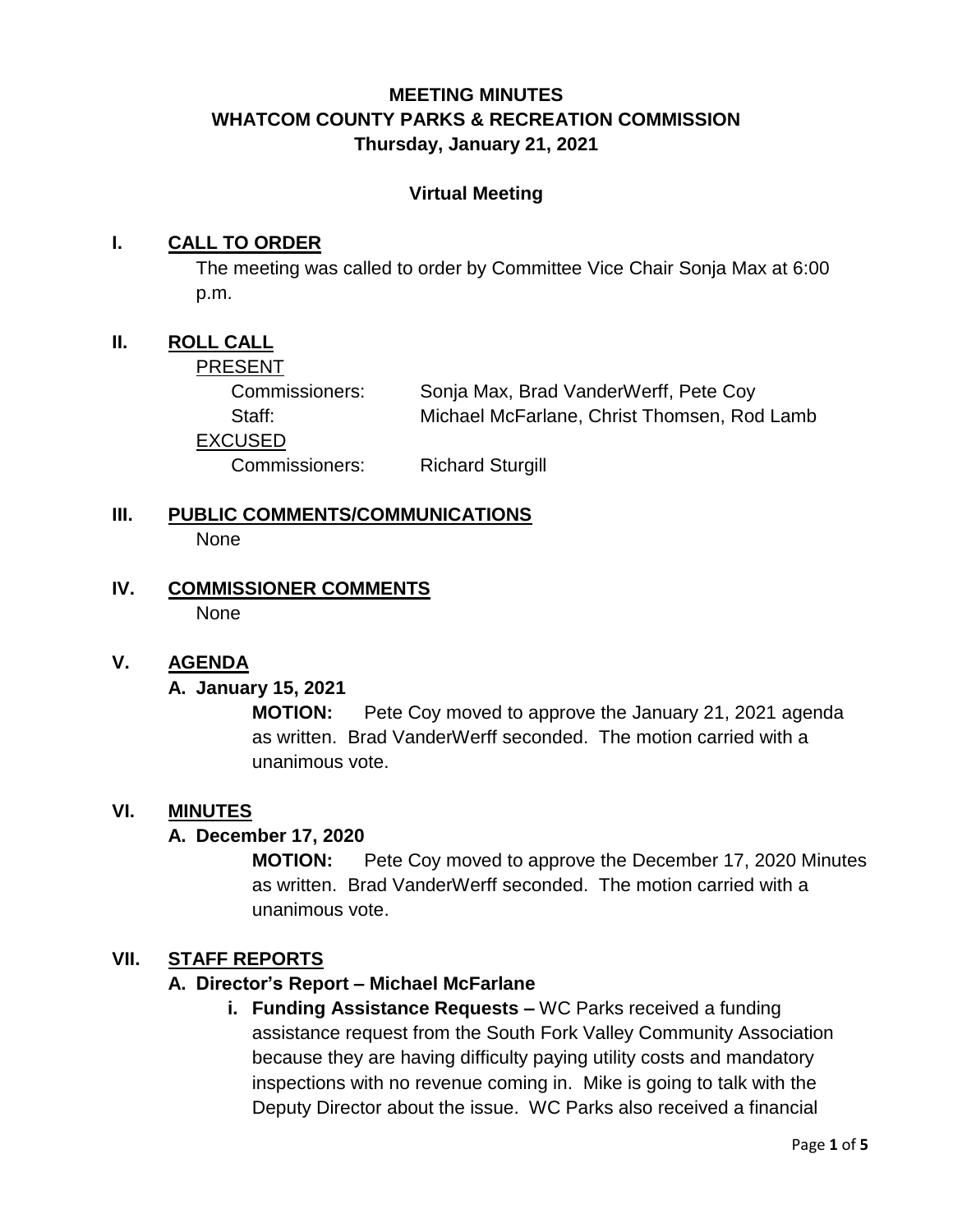# MEETING MINUTES
# WHATCOM COUNTY PARKS & RECREATION COMMISSION
# Thursday, January 21, 2021

**Virtual Meeting**

## I. CALL TO ORDER

The meeting was called to order by Committee Vice Chair Sonja Max at 6:00 p.m.

## II. ROLL CALL

PRESENT

| | |
|---|---|
| Commissioners: | Sonja Max, Brad VanderWerff, Pete Coy |
| Staff: | Michael McFarlane, Christ Thomsen, Rod Lamb |

EXCUSED

| | |
|---|---|
| Commissioners: | Richard Sturgill |

## III. PUBLIC COMMENTS/COMMUNICATIONS

None

## IV. COMMISSIONER COMMENTS

None

## V. AGENDA

### A. January 15, 2021

**MOTION:** Pete Coy moved to approve the January 21, 2021 agenda as written. Brad VanderWerff seconded. The motion carried with a unanimous vote.

## VI. MINUTES

### A. December 17, 2020

**MOTION:** Pete Coy moved to approve the December 17, 2020 Minutes as written. Brad VanderWerff seconded. The motion carried with a unanimous vote.

## VII. STAFF REPORTS

### A. Director's Report – Michael McFarlane

**i. Funding Assistance Requests –** WC Parks received a funding assistance request from the South Fork Valley Community Association because they are having difficulty paying utility costs and mandatory inspections with no revenue coming in. Mike is going to talk with the Deputy Director about the issue. WC Parks also received a financial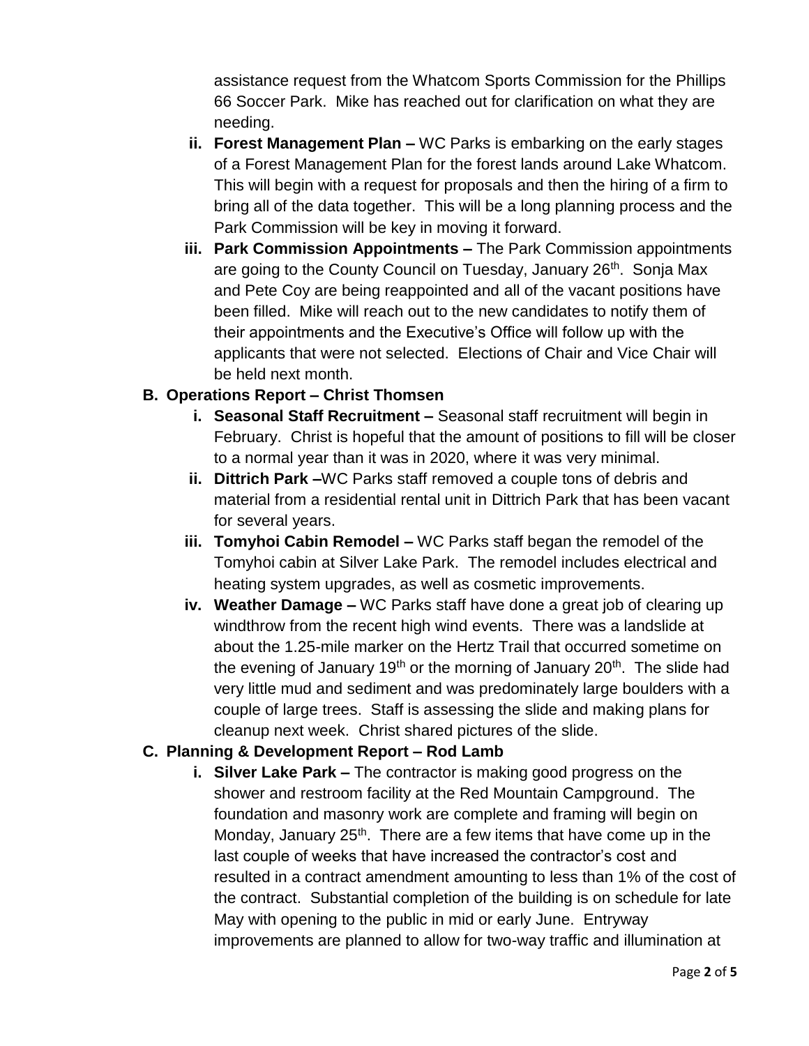assistance request from the Whatcom Sports Commission for the Phillips 66 Soccer Park. Mike has reached out for clarification on what they are needing.

ii. **Forest Management Plan –** WC Parks is embarking on the early stages of a Forest Management Plan for the forest lands around Lake Whatcom. This will begin with a request for proposals and then the hiring of a firm to bring all of the data together. This will be a long planning process and the Park Commission will be key in moving it forward.

iii. **Park Commission Appointments –** The Park Commission appointments are going to the County Council on Tuesday, January 26th. Sonja Max and Pete Coy are being reappointed and all of the vacant positions have been filled. Mike will reach out to the new candidates to notify them of their appointments and the Executive's Office will follow up with the applicants that were not selected. Elections of Chair and Vice Chair will be held next month.

**B. Operations Report – Christ Thomsen**

i. **Seasonal Staff Recruitment –** Seasonal staff recruitment will begin in February. Christ is hopeful that the amount of positions to fill will be closer to a normal year than it was in 2020, where it was very minimal.

ii. **Dittrich Park –**WC Parks staff removed a couple tons of debris and material from a residential rental unit in Dittrich Park that has been vacant for several years.

iii. **Tomyhoi Cabin Remodel –** WC Parks staff began the remodel of the Tomyhoi cabin at Silver Lake Park. The remodel includes electrical and heating system upgrades, as well as cosmetic improvements.

iv. **Weather Damage –** WC Parks staff have done a great job of clearing up windthrow from the recent high wind events. There was a landslide at about the 1.25-mile marker on the Hertz Trail that occurred sometime on the evening of January 19th or the morning of January 20th. The slide had very little mud and sediment and was predominately large boulders with a couple of large trees. Staff is assessing the slide and making plans for cleanup next week. Christ shared pictures of the slide.

**C. Planning & Development Report – Rod Lamb**

i. **Silver Lake Park –** The contractor is making good progress on the shower and restroom facility at the Red Mountain Campground. The foundation and masonry work are complete and framing will begin on Monday, January 25th. There are a few items that have come up in the last couple of weeks that have increased the contractor's cost and resulted in a contract amendment amounting to less than 1% of the cost of the contract. Substantial completion of the building is on schedule for late May with opening to the public in mid or early June. Entryway improvements are planned to allow for two-way traffic and illumination at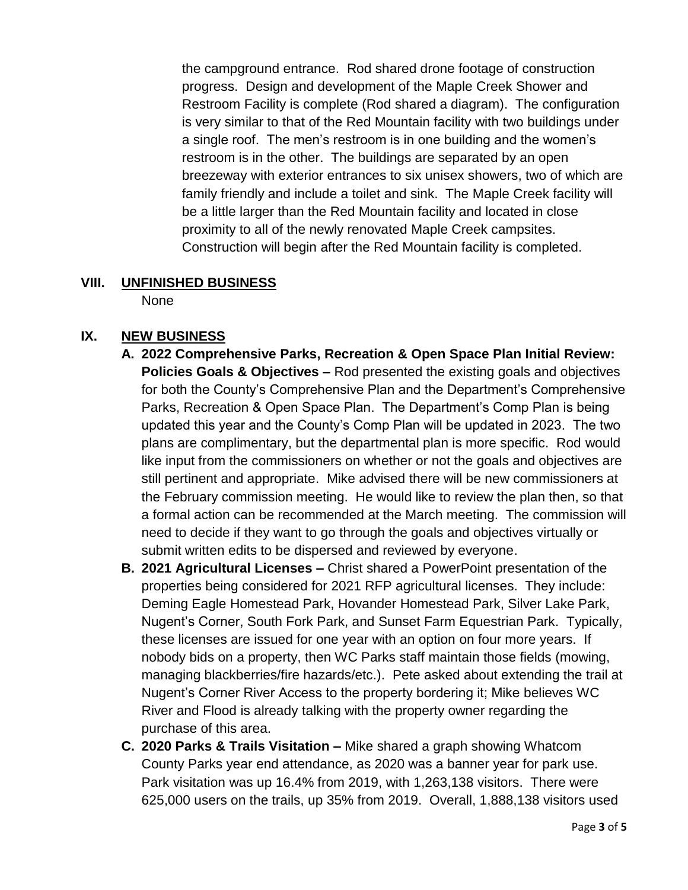the campground entrance. Rod shared drone footage of construction progress. Design and development of the Maple Creek Shower and Restroom Facility is complete (Rod shared a diagram). The configuration is very similar to that of the Red Mountain facility with two buildings under a single roof. The men's restroom is in one building and the women's restroom is in the other. The buildings are separated by an open breezeway with exterior entrances to six unisex showers, two of which are family friendly and include a toilet and sink. The Maple Creek facility will be a little larger than the Red Mountain facility and located in close proximity to all of the newly renovated Maple Creek campsites. Construction will begin after the Red Mountain facility is completed.

## VIII. UNFINISHED BUSINESS

None

## IX. NEW BUSINESS

**A. 2022 Comprehensive Parks, Recreation & Open Space Plan Initial Review: Policies Goals & Objectives –** Rod presented the existing goals and objectives for both the County's Comprehensive Plan and the Department's Comprehensive Parks, Recreation & Open Space Plan. The Department's Comp Plan is being updated this year and the County's Comp Plan will be updated in 2023. The two plans are complimentary, but the departmental plan is more specific. Rod would like input from the commissioners on whether or not the goals and objectives are still pertinent and appropriate. Mike advised there will be new commissioners at the February commission meeting. He would like to review the plan then, so that a formal action can be recommended at the March meeting. The commission will need to decide if they want to go through the goals and objectives virtually or submit written edits to be dispersed and reviewed by everyone.

**B. 2021 Agricultural Licenses –** Christ shared a PowerPoint presentation of the properties being considered for 2021 RFP agricultural licenses. They include: Deming Eagle Homestead Park, Hovander Homestead Park, Silver Lake Park, Nugent's Corner, South Fork Park, and Sunset Farm Equestrian Park. Typically, these licenses are issued for one year with an option on four more years. If nobody bids on a property, then WC Parks staff maintain those fields (mowing, managing blackberries/fire hazards/etc.). Pete asked about extending the trail at Nugent's Corner River Access to the property bordering it; Mike believes WC River and Flood is already talking with the property owner regarding the purchase of this area.

**C. 2020 Parks & Trails Visitation –** Mike shared a graph showing Whatcom County Parks year end attendance, as 2020 was a banner year for park use. Park visitation was up 16.4% from 2019, with 1,263,138 visitors. There were 625,000 users on the trails, up 35% from 2019. Overall, 1,888,138 visitors used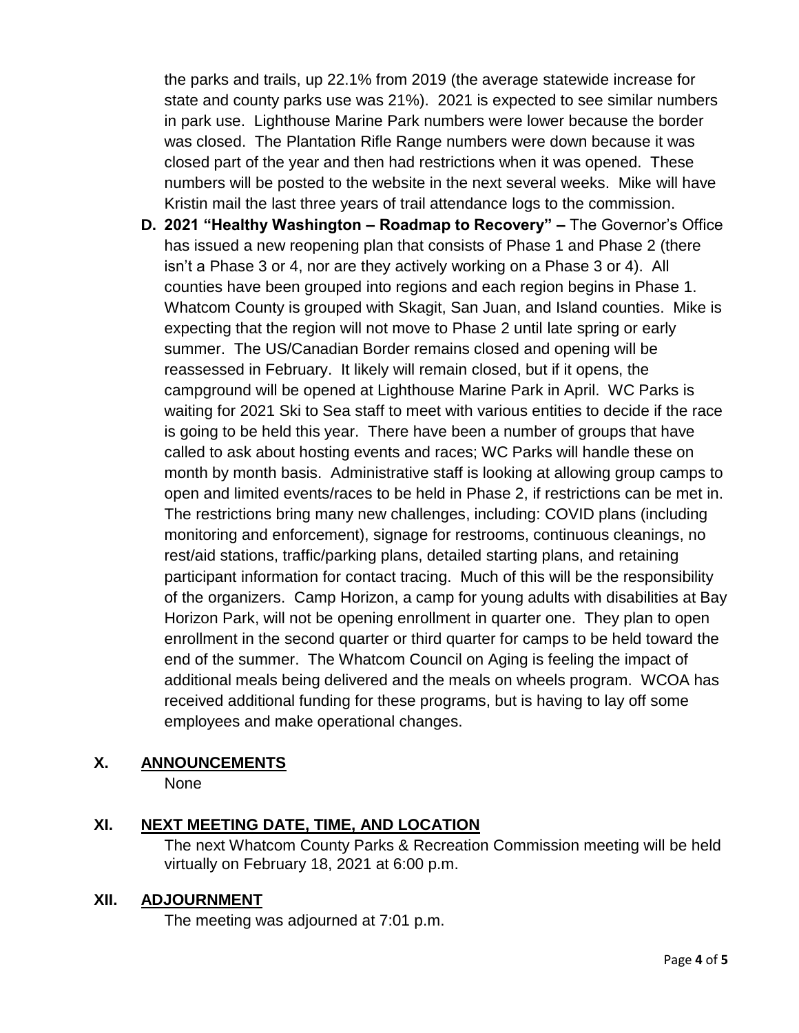the parks and trails, up 22.1% from 2019 (the average statewide increase for state and county parks use was 21%). 2021 is expected to see similar numbers in park use. Lighthouse Marine Park numbers were lower because the border was closed. The Plantation Rifle Range numbers were down because it was closed part of the year and then had restrictions when it was opened. These numbers will be posted to the website in the next several weeks. Mike will have Kristin mail the last three years of trail attendance logs to the commission.

**D. 2021 "Healthy Washington – Roadmap to Recovery" –** The Governor's Office has issued a new reopening plan that consists of Phase 1 and Phase 2 (there isn't a Phase 3 or 4, nor are they actively working on a Phase 3 or 4). All counties have been grouped into regions and each region begins in Phase 1. Whatcom County is grouped with Skagit, San Juan, and Island counties. Mike is expecting that the region will not move to Phase 2 until late spring or early summer. The US/Canadian Border remains closed and opening will be reassessed in February. It likely will remain closed, but if it opens, the campground will be opened at Lighthouse Marine Park in April. WC Parks is waiting for 2021 Ski to Sea staff to meet with various entities to decide if the race is going to be held this year. There have been a number of groups that have called to ask about hosting events and races; WC Parks will handle these on month by month basis. Administrative staff is looking at allowing group camps to open and limited events/races to be held in Phase 2, if restrictions can be met in. The restrictions bring many new challenges, including: COVID plans (including monitoring and enforcement), signage for restrooms, continuous cleanings, no rest/aid stations, traffic/parking plans, detailed starting plans, and retaining participant information for contact tracing. Much of this will be the responsibility of the organizers. Camp Horizon, a camp for young adults with disabilities at Bay Horizon Park, will not be opening enrollment in quarter one. They plan to open enrollment in the second quarter or third quarter for camps to be held toward the end of the summer. The Whatcom Council on Aging is feeling the impact of additional meals being delivered and the meals on wheels program. WCOA has received additional funding for these programs, but is having to lay off some employees and make operational changes.

## X. ANNOUNCEMENTS

None

## XI. NEXT MEETING DATE, TIME, AND LOCATION

The next Whatcom County Parks & Recreation Commission meeting will be held virtually on February 18, 2021 at 6:00 p.m.

## XII. ADJOURNMENT

The meeting was adjourned at 7:01 p.m.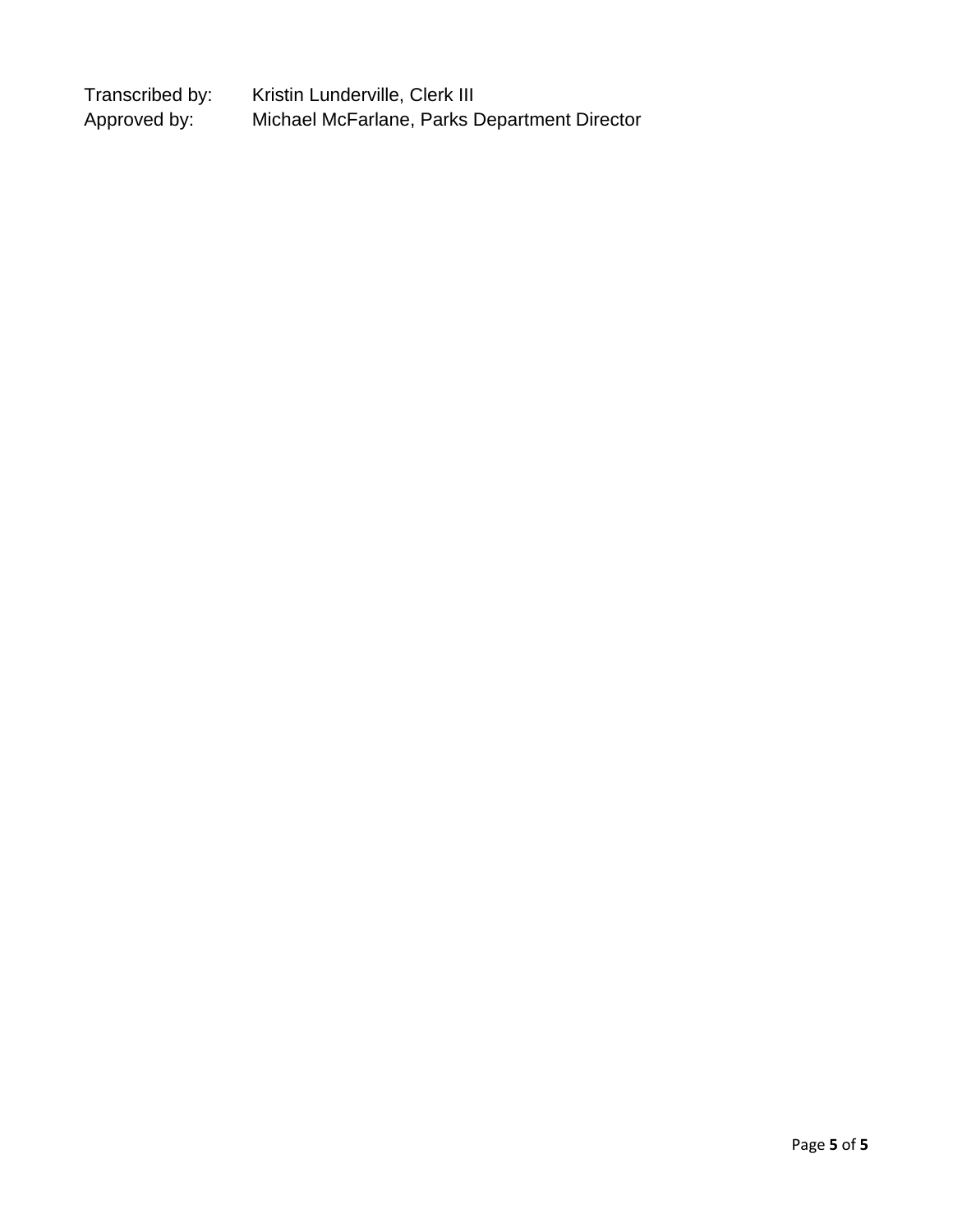Transcribed by: Kristin Lunderville, Clerk III
Approved by: Michael McFarlane, Parks Department Director